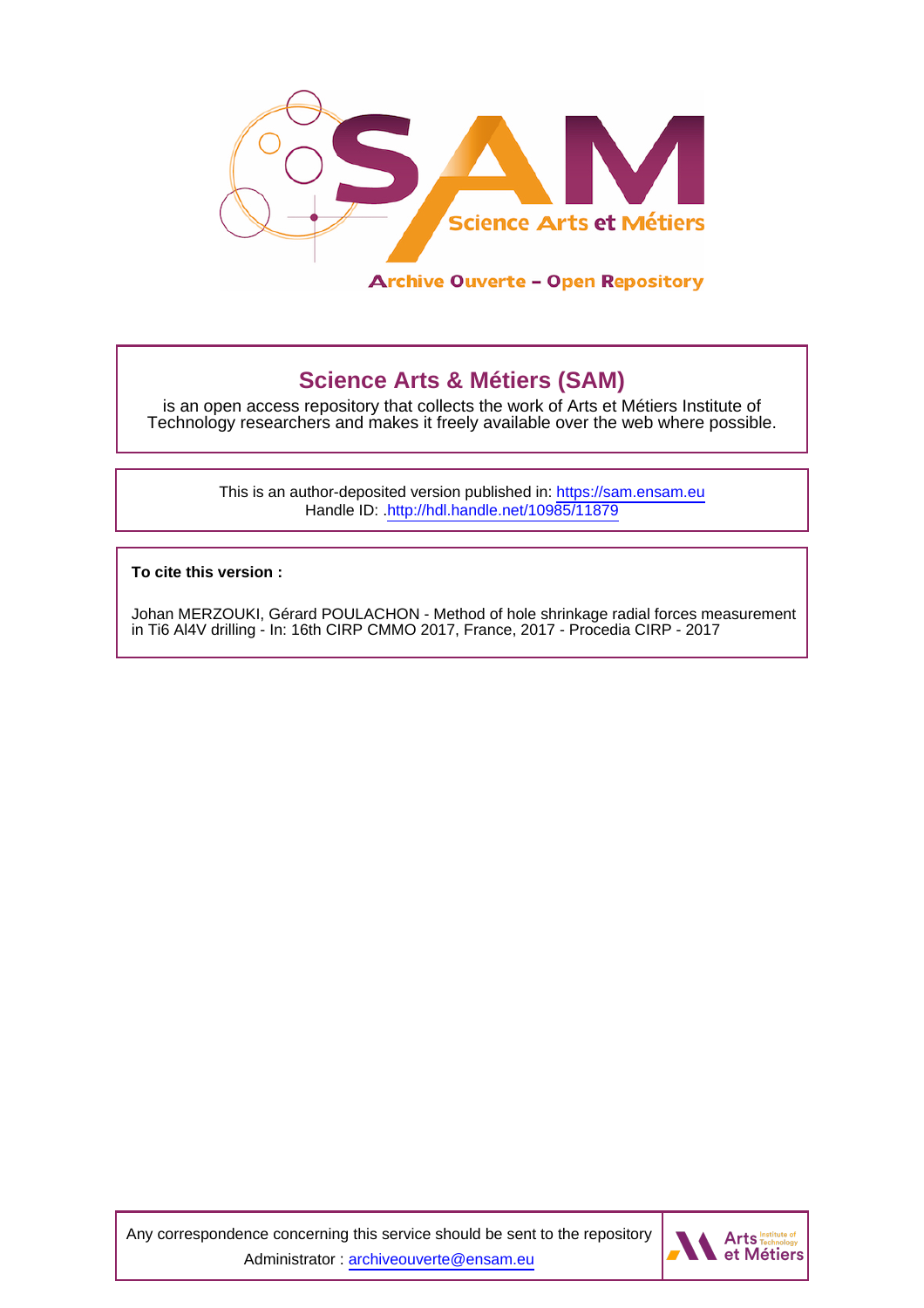# Science Arts & Métiers (SAM)

is an open access repository that collects the work of Arts et Métiers Institute of Technology researchers and makes it freely available over the web where possible.

This is an author-deposited version published in: https://sam.ensam.eu
Handle ID: .http://hdl.handle.net/10985/11879

**To cite this version :**

Johan MERZOUKI, Gérard POULACHON - Method of hole shrinkage radial forces measurement in Ti6 Al4V drilling - In: 16th CIRP CMMO 2017, France, 2017 - Procedia CIRP - 2017

Any correspondence concerning this service should be sent to the repository Administrator : archiveouverte@ensam.eu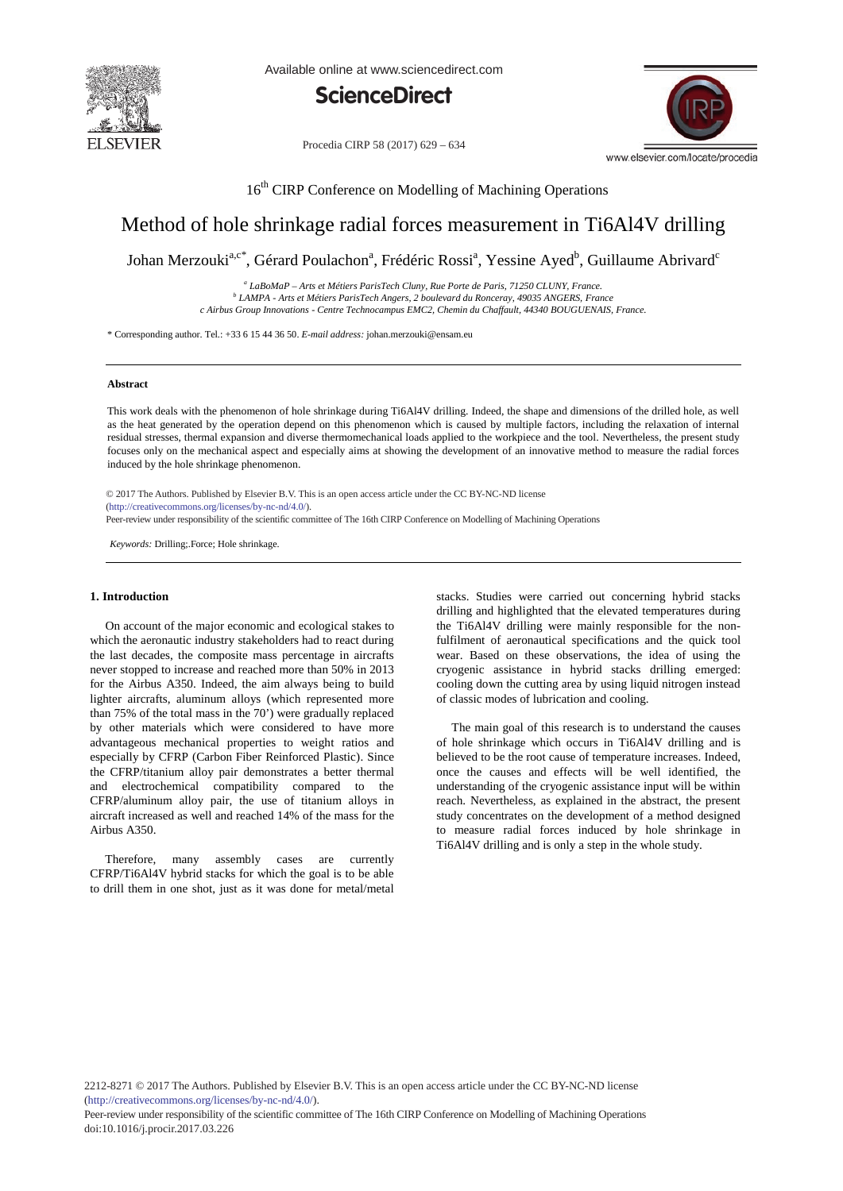# Method of hole shrinkage radial forces measurement in Ti6Al4V drilling

Johan Merzouki[a,c*], Gérard Poulachon[a], Frédéric Rossi[a], Yessine Ayed[b], Guillaume Abrivard[c]

[a] *LaBoMaP – Arts et Métiers ParisTech Cluny, Rue Porte de Paris, 71250 CLUNY, France.*
[b] *LAMPA - Arts et Métiers ParisTech Angers, 2 boulevard du Ronceray, 49035 ANGERS, France*
*c Airbus Group Innovations - Centre Technocampus EMC2, Chemin du Chaffault, 44340 BOUGUENAIS, France.*

\* Corresponding author. Tel.: +33 6 15 44 36 50. *E-mail address:* johan.merzouki@ensam.eu

### Abstract

This work deals with the phenomenon of hole shrinkage during Ti6Al4V drilling. Indeed, the shape and dimensions of the drilled hole, as well as the heat generated by the operation depend on this phenomenon which is caused by multiple factors, including the relaxation of internal residual stresses, thermal expansion and diverse thermomechanical loads applied to the workpiece and the tool. Nevertheless, the present study focuses only on the mechanical aspect and especially aims at showing the development of an innovative method to measure the radial forces induced by the hole shrinkage phenomenon.

© 2017 The Authors. Published by Elsevier B.V. This is an open access article under the CC BY-NC-ND license (http://creativecommons.org/licenses/by-nc-nd/4.0/).
Peer-review under responsibility of the scientific committee of The 16th CIRP Conference on Modelling of Machining Operations

*Keywords:* Drilling;.Force; Hole shrinkage.

## 1. Introduction

On account of the major economic and ecological stakes to which the aeronautic industry stakeholders had to react during the last decades, the composite mass percentage in aircrafts never stopped to increase and reached more than 50% in 2013 for the Airbus A350. Indeed, the aim always being to build lighter aircrafts, aluminum alloys (which represented more than 75% of the total mass in the 70') were gradually replaced by other materials which were considered to have more advantageous mechanical properties to weight ratios and especially by CFRP (Carbon Fiber Reinforced Plastic). Since the CFRP/titanium alloy pair demonstrates a better thermal and electrochemical compatibility compared to the CFRP/aluminum alloy pair, the use of titanium alloys in aircraft increased as well and reached 14% of the mass for the Airbus A350.

Therefore, many assembly cases are currently CFRP/Ti6Al4V hybrid stacks for which the goal is to be able to drill them in one shot, just as it was done for metal/metal stacks. Studies were carried out concerning hybrid stacks drilling and highlighted that the elevated temperatures during the Ti6Al4V drilling were mainly responsible for the non-fulfilment of aeronautical specifications and the quick tool wear. Based on these observations, the idea of using the cryogenic assistance in hybrid stacks drilling emerged: cooling down the cutting area by using liquid nitrogen instead of classic modes of lubrication and cooling.

The main goal of this research is to understand the causes of hole shrinkage which occurs in Ti6Al4V drilling and is believed to be the root cause of temperature increases. Indeed, once the causes and effects will be well identified, the understanding of the cryogenic assistance input will be within reach. Nevertheless, as explained in the abstract, the present study concentrates on the development of a method designed to measure radial forces induced by hole shrinkage in Ti6Al4V drilling and is only a step in the whole study.

2212-8271 © 2017 The Authors. Published by Elsevier B.V. This is an open access article under the CC BY-NC-ND license (http://creativecommons.org/licenses/by-nc-nd/4.0/).
Peer-review under responsibility of the scientific committee of The 16th CIRP Conference on Modelling of Machining Operations
doi:10.1016/j.procir.2017.03.226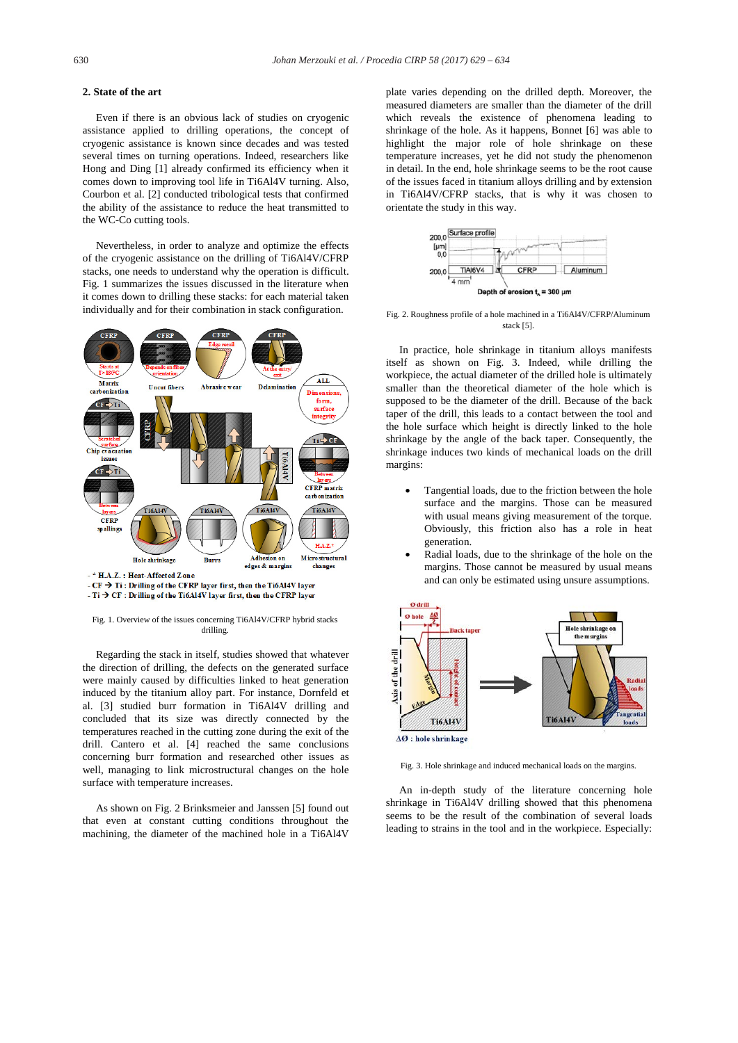## 2. State of the art

Even if there is an obvious lack of studies on cryogenic assistance applied to drilling operations, the concept of cryogenic assistance is known since decades and was tested several times on turning operations. Indeed, researchers like Hong and Ding [1] already confirmed its efficiency when it comes down to improving tool life in Ti6Al4V turning. Also, Courbon et al. [2] conducted tribological tests that confirmed the ability of the assistance to reduce the heat transmitted to the WC-Co cutting tools.

Nevertheless, in order to analyze and optimize the effects of the cryogenic assistance on the drilling of Ti6Al4V/CFRP stacks, one needs to understand why the operation is difficult. Fig. 1 summarizes the issues discussed in the literature when it comes down to drilling these stacks: for each material taken individually and for their combination in stack configuration.

Fig. 1. Overview of the issues concerning Ti6Al4V/CFRP hybrid stacks drilling.

Regarding the stack in itself, studies showed that whatever the direction of drilling, the defects on the generated surface were mainly caused by difficulties linked to heat generation induced by the titanium alloy part. For instance, Dornfeld et al. [3] studied burr formation in Ti6Al4V drilling and concluded that its size was directly connected by the temperatures reached in the cutting zone during the exit of the drill. Cantero et al. [4] reached the same conclusions concerning burr formation and researched other issues as well, managing to link microstructural changes on the hole surface with temperature increases.

As shown on Fig. 2 Brinksmeier and Janssen [5] found out that even at constant cutting conditions throughout the machining, the diameter of the machined hole in a Ti6Al4V plate varies depending on the drilled depth. Moreover, the measured diameters are smaller than the diameter of the drill which reveals the existence of phenomena leading to shrinkage of the hole. As it happens, Bonnet [6] was able to highlight the major role of hole shrinkage on these temperature increases, yet he did not study the phenomenon in detail. In the end, hole shrinkage seems to be the root cause of the issues faced in titanium alloys drilling and by extension in Ti6Al4V/CFRP stacks, that is why it was chosen to orientate the study in this way.

Fig. 2. Roughness profile of a hole machined in a Ti6Al4V/CFRP/Aluminum stack [5].

In practice, hole shrinkage in titanium alloys manifests itself as shown on Fig. 3. Indeed, while drilling the workpiece, the actual diameter of the drilled hole is ultimately smaller than the theoretical diameter of the hole which is supposed to be the diameter of the drill. Because of the back taper of the drill, this leads to a contact between the tool and the hole surface which height is directly linked to the hole shrinkage by the angle of the back taper. Consequently, the shrinkage induces two kinds of mechanical loads on the drill margins:

- Tangential loads, due to the friction between the hole surface and the margins. Those can be measured with usual means giving measurement of the torque. Obviously, this friction also has a role in heat generation.
- Radial loads, due to the shrinkage of the hole on the margins. Those cannot be measured by usual means and can only be estimated using unsure assumptions.

Fig. 3. Hole shrinkage and induced mechanical loads on the margins.

An in-depth study of the literature concerning hole shrinkage in Ti6Al4V drilling showed that this phenomena seems to be the result of the combination of several loads leading to strains in the tool and in the workpiece. Especially: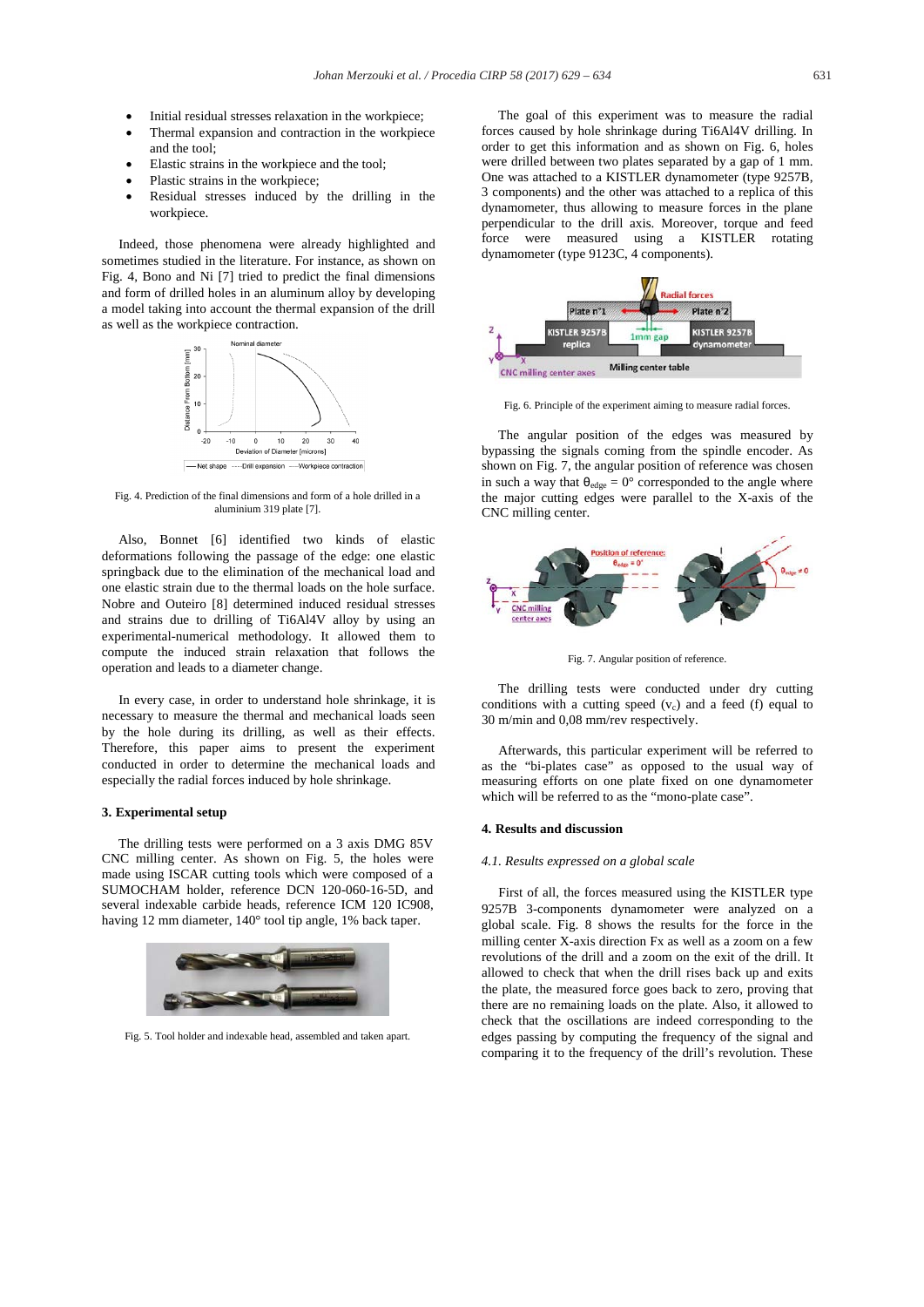- Initial residual stresses relaxation in the workpiece;
- Thermal expansion and contraction in the workpiece and the tool;
- Elastic strains in the workpiece and the tool;
- Plastic strains in the workpiece;
- Residual stresses induced by the drilling in the workpiece.

Indeed, those phenomena were already highlighted and sometimes studied in the literature. For instance, as shown on Fig. 4, Bono and Ni [7] tried to predict the final dimensions and form of drilled holes in an aluminum alloy by developing a model taking into account the thermal expansion of the drill as well as the workpiece contraction.

Fig. 4. Prediction of the final dimensions and form of a hole drilled in a aluminium 319 plate [7].

Also, Bonnet [6] identified two kinds of elastic deformations following the passage of the edge: one elastic springback due to the elimination of the mechanical load and one elastic strain due to the thermal loads on the hole surface. Nobre and Outeiro [8] determined induced residual stresses and strains due to drilling of Ti6Al4V alloy by using an experimental-numerical methodology. It allowed them to compute the induced strain relaxation that follows the operation and leads to a diameter change.

In every case, in order to understand hole shrinkage, it is necessary to measure the thermal and mechanical loads seen by the hole during its drilling, as well as their effects. Therefore, this paper aims to present the experiment conducted in order to determine the mechanical loads and especially the radial forces induced by hole shrinkage.

## 3. Experimental setup

The drilling tests were performed on a 3 axis DMG 85V CNC milling center. As shown on Fig. 5, the holes were made using ISCAR cutting tools which were composed of a SUMOCHAM holder, reference DCN 120-060-16-5D, and several indexable carbide heads, reference ICM 120 IC908, having 12 mm diameter, 140° tool tip angle, 1% back taper.

Fig. 5. Tool holder and indexable head, assembled and taken apart.

The goal of this experiment was to measure the radial forces caused by hole shrinkage during Ti6Al4V drilling. In order to get this information and as shown on Fig. 6, holes were drilled between two plates separated by a gap of 1 mm. One was attached to a KISTLER dynamometer (type 9257B, 3 components) and the other was attached to a replica of this dynamometer, thus allowing to measure forces in the plane perpendicular to the drill axis. Moreover, torque and feed force were measured using a KISTLER rotating dynamometer (type 9123C, 4 components).

Fig. 6. Principle of the experiment aiming to measure radial forces.

The angular position of the edges was measured by bypassing the signals coming from the spindle encoder. As shown on Fig. 7, the angular position of reference was chosen in such a way that $\theta_{edge} = 0°$ corresponded to the angle where the major cutting edges were parallel to the X-axis of the CNC milling center.

Fig. 7. Angular position of reference.

The drilling tests were conducted under dry cutting conditions with a cutting speed ($v_c$) and a feed (f) equal to 30 m/min and 0,08 mm/rev respectively.

Afterwards, this particular experiment will be referred to as the “bi-plates case” as opposed to the usual way of measuring efforts on one plate fixed on one dynamometer which will be referred to as the “mono-plate case”.

## 4. Results and discussion

### *4.1. Results expressed on a global scale*

First of all, the forces measured using the KISTLER type 9257B 3-components dynamometer were analyzed on a global scale. Fig. 8 shows the results for the force in the milling center X-axis direction Fx as well as a zoom on a few revolutions of the drill and a zoom on the exit of the drill. It allowed to check that when the drill rises back up and exits the plate, the measured force goes back to zero, proving that there are no remaining loads on the plate. Also, it allowed to check that the oscillations are indeed corresponding to the edges passing by computing the frequency of the signal and comparing it to the frequency of the drill’s revolution. These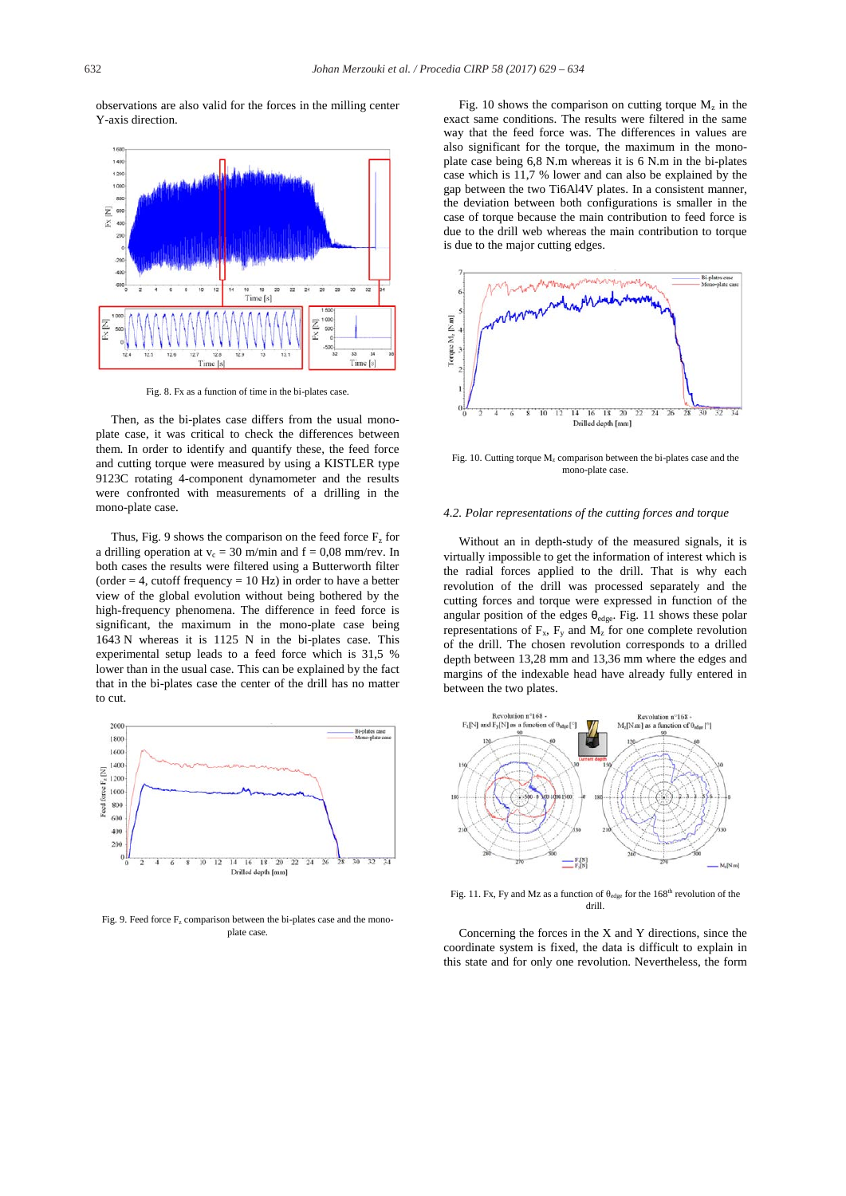observations are also valid for the forces in the milling center Y-axis direction.

Fig. 8. Fx as a function of time in the bi-plates case.

Then, as the bi-plates case differs from the usual mono-plate case, it was critical to check the differences between them. In order to identify and quantify these, the feed force and cutting torque were measured by using a KISTLER type 9123C rotating 4-component dynamometer and the results were confronted with measurements of a drilling in the mono-plate case.

Thus, Fig. 9 shows the comparison on the feed force $F_z$ for a drilling operation at $v_c$ = 30 m/min and f = 0,08 mm/rev. In both cases the results were filtered using a Butterworth filter (order = 4, cutoff frequency = 10 Hz) in order to have a better view of the global evolution without being bothered by the high-frequency phenomena. The difference in feed force is significant, the maximum in the mono-plate case being 1643 N whereas it is 1125 N in the bi-plates case. This experimental setup leads to a feed force which is 31,5 % lower than in the usual case. This can be explained by the fact that in the bi-plates case the center of the drill has no matter to cut.

Fig. 9. Feed force $F_z$ comparison between the bi-plates case and the mono-plate case.

Fig. 10 shows the comparison on cutting torque $M_z$ in the exact same conditions. The results were filtered in the same way that the feed force was. The differences in values are also significant for the torque, the maximum in the mono-plate case being 6,8 N.m whereas it is 6 N.m in the bi-plates case which is 11,7 % lower and can also be explained by the gap between the two Ti6Al4V plates. In a consistent manner, the deviation between both configurations is smaller in the case of torque because the main contribution to feed force is due to the drill web whereas the main contribution to torque is due to the major cutting edges.

Fig. 10. Cutting torque $M_z$ comparison between the bi-plates case and the mono-plate case.

### 4.2. Polar representations of the cutting forces and torque

Without an in depth-study of the measured signals, it is virtually impossible to get the information of interest which is the radial forces applied to the drill. That is why each revolution of the drill was processed separately and the cutting forces and torque were expressed in function of the angular position of the edges $\theta_{edge}$. Fig. 11 shows these polar representations of $F_x$, $F_y$ and $M_z$ for one complete revolution of the drill. The chosen revolution corresponds to a drilled depth between 13,28 mm and 13,36 mm where the edges and margins of the indexable head have already fully entered in between the two plates.

Fig. 11. Fx, Fy and Mz as a function of $\theta_{edge}$ for the 168[th] revolution of the drill.

Concerning the forces in the X and Y directions, since the coordinate system is fixed, the data is difficult to explain in this state and for only one revolution. Nevertheless, the form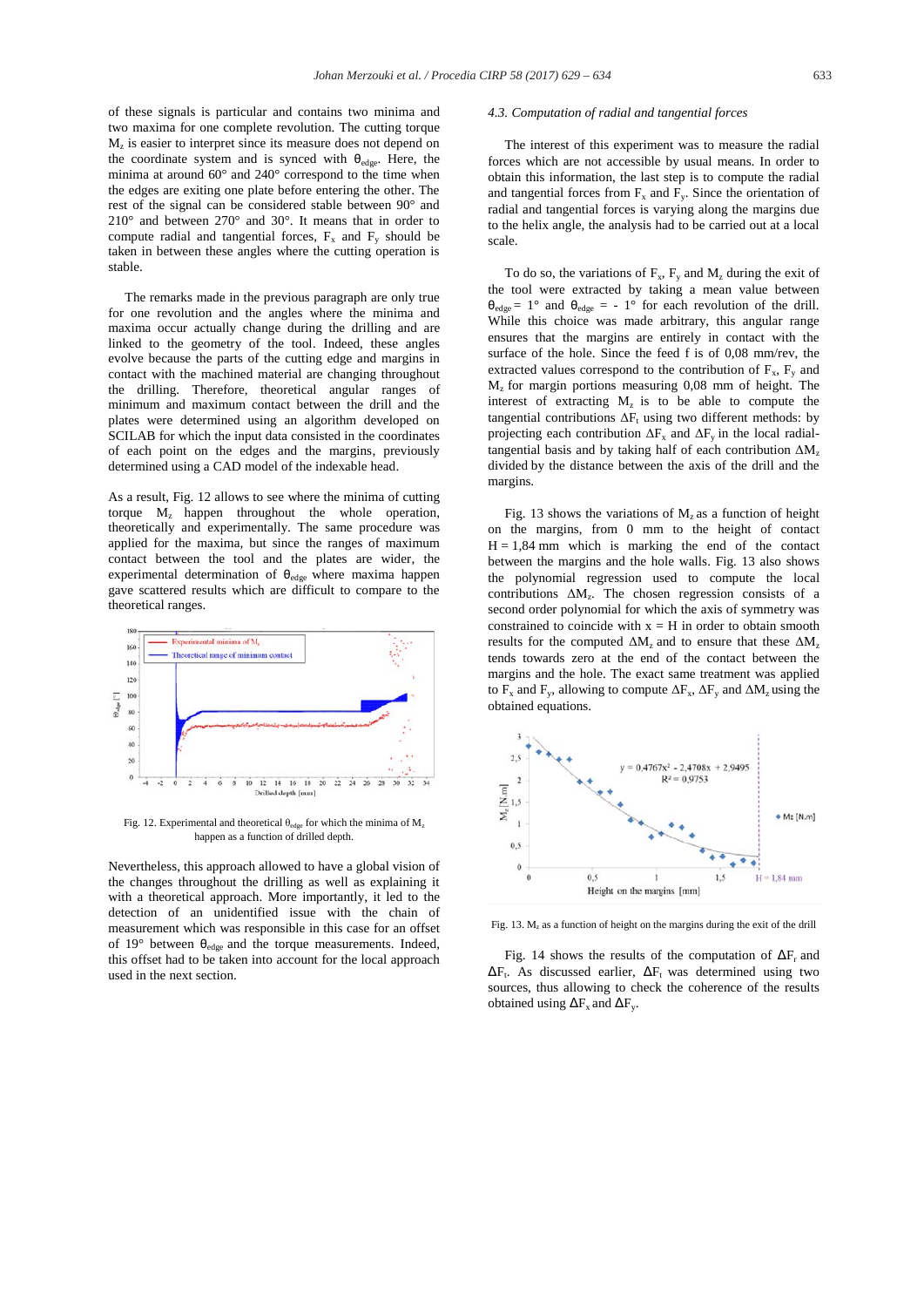of these signals is particular and contains two minima and two maxima for one complete revolution. The cutting torque $M_z$ is easier to interpret since its measure does not depend on the coordinate system and is synced with $\theta_{edge}$. Here, the minima at around 60° and 240° correspond to the time when the edges are exiting one plate before entering the other. The rest of the signal can be considered stable between 90° and 210° and between 270° and 30°. It means that in order to compute radial and tangential forces, $F_x$ and $F_y$ should be taken in between these angles where the cutting operation is stable.

The remarks made in the previous paragraph are only true for one revolution and the angles where the minima and maxima occur actually change during the drilling and are linked to the geometry of the tool. Indeed, these angles evolve because the parts of the cutting edge and margins in contact with the machined material are changing throughout the drilling. Therefore, theoretical angular ranges of minimum and maximum contact between the drill and the plates were determined using an algorithm developed on SCILAB for which the input data consisted in the coordinates of each point on the edges and the margins, previously determined using a CAD model of the indexable head.

As a result, Fig. 12 allows to see where the minima of cutting torque $M_z$ happen throughout the whole operation, theoretically and experimentally. The same procedure was applied for the maxima, but since the ranges of maximum contact between the tool and the plates are wider, the experimental determination of $\theta_{edge}$ where maxima happen gave scattered results which are difficult to compare to the theoretical ranges.

Fig. 12. Experimental and theoretical $\theta_{edge}$ for which the minima of $M_z$ happen as a function of drilled depth.

Nevertheless, this approach allowed to have a global vision of the changes throughout the drilling as well as explaining it with a theoretical approach. More importantly, it led to the detection of an unidentified issue with the chain of measurement which was responsible in this case for an offset of 19° between $\theta_{edge}$ and the torque measurements. Indeed, this offset had to be taken into account for the local approach used in the next section.

### *4.3. Computation of radial and tangential forces*

The interest of this experiment was to measure the radial forces which are not accessible by usual means. In order to obtain this information, the last step is to compute the radial and tangential forces from $F_x$ and $F_y$. Since the orientation of radial and tangential forces is varying along the margins due to the helix angle, the analysis had to be carried out at a local scale.

To do so, the variations of $F_x$, $F_y$ and $M_z$ during the exit of the tool were extracted by taking a mean value between $\theta_{edge} = 1°$ and $\theta_{edge} = -1°$ for each revolution of the drill. While this choice was made arbitrary, this angular range ensures that the margins are entirely in contact with the surface of the hole. Since the feed f is of 0,08 mm/rev, the extracted values correspond to the contribution of $F_x$, $F_y$ and $M_z$ for margin portions measuring 0,08 mm of height. The interest of extracting $M_z$ is to be able to compute the tangential contributions $\Delta F_t$ using two different methods: by projecting each contribution $\Delta F_x$ and $\Delta F_y$ in the local radial-tangential basis and by taking half of each contribution $\Delta M_z$ divided by the distance between the axis of the drill and the margins.

Fig. 13 shows the variations of $M_z$ as a function of height on the margins, from 0 mm to the height of contact H = 1,84 mm which is marking the end of the contact between the margins and the hole walls. Fig. 13 also shows the polynomial regression used to compute the local contributions $\Delta M_z$. The chosen regression consists in a second order polynomial for which the axis of symmetry was constrained to coincide with x = H in order to obtain smooth results for the computed $\Delta M_z$ and to ensure that these $\Delta M_z$ tends towards zero at the end of the contact between the margins and the hole. The exact same treatment was applied to $F_x$ and $F_y$, allowing to compute $\Delta F_x$, $\Delta F_y$ and $\Delta M_z$ using the obtained equations.

Fig. 13. $M_z$ as a function of height on the margins during the exit of the drill

Fig. 14 shows the results of the computation of $\Delta F_r$ and $\Delta F_t$. As discussed earlier, $\Delta F_t$ was determined using two sources, thus allowing to check the coherence of the results obtained using $\Delta F_x$ and $\Delta F_y$.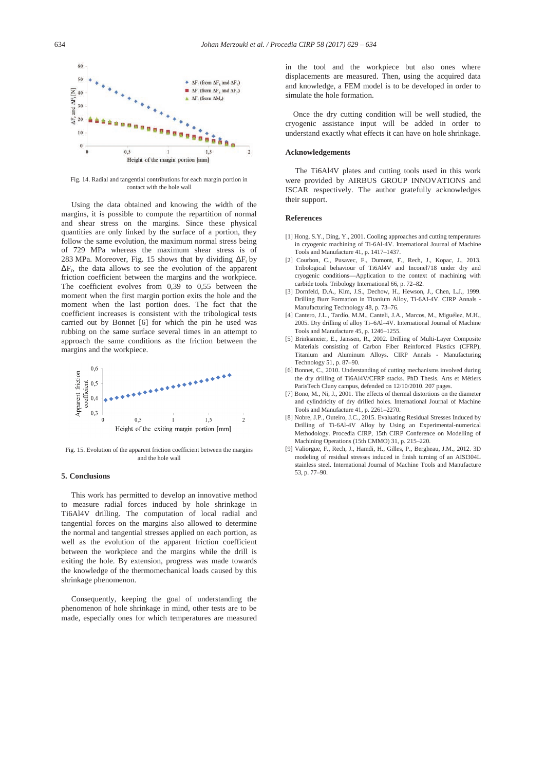60
50
40
30
20
10
0
0
0,5
1
1,5
2
$\Delta F_r$ and $\Delta F_t$ [N]
Height of the margin portion [mm]
$\Delta F_r$ (from $\Delta F_x$ and $\Delta F_y$)
$\Delta F_t$ (from $\Delta F_x$ and $\Delta F_y$)
$\Delta F_t$ (from $\Delta M_z$)

Fig. 14. Radial and tangential contributions for each margin portion in contact with the hole wall

Using the data obtained and knowing the width of the margins, it is possible to compute the repartition of normal and shear stress on the margins. Since these physical quantities are only linked by the surface of a portion, they follow the same evolution, the maximum normal stress being of 729 MPa whereas the maximum shear stress is of 283 MPa. Moreover, Fig. 15 shows that by dividing $\Delta F_t$ by $\Delta F_r$, the data allows to see the evolution of the apparent friction coefficient between the margins and the workpiece. The coefficient evolves from 0,39 to 0,55 between the moment when the first margin portion exits the hole and the moment when the last portion does. The fact that the coefficient increases is consistent with the tribological tests carried out by Bonnet [6] for which the pin he used was rubbing on the same surface several times in an attempt to approach the same conditions as the friction between the margins and the workpiece.

0,6
0,5
0,4
0,3
0
0,5
1
1,5
2
Apparent friction coefficient
Height of the exiting margin portion [mm]

Fig. 15. Evolution of the apparent friction coefficient between the margins and the hole wall

## 5. Conclusions

This work has permitted to develop an innovative method to measure radial forces induced by hole shrinkage in Ti6Al4V drilling. The computation of local radial and tangential forces on the margins also allowed to determine the normal and tangential stresses applied on each portion, as well as the evolution of the apparent friction coefficient between the workpiece and the margins while the drill is exiting the hole. By extension, progress was made towards the knowledge of the thermomechanical loads caused by this shrinkage phenomenon.

Consequently, keeping the goal of understanding the phenomenon of hole shrinkage in mind, other tests are to be made, especially ones for which temperatures are measured in the tool and the workpiece but also ones where displacements are measured. Then, using the acquired data and knowledge, a FEM model is to be developed in order to simulate the hole formation.

Once the dry cutting condition will be well studied, the cryogenic assistance input will be added in order to understand exactly what effects it can have on hole shrinkage.

## Acknowledgements

The Ti6Al4V plates and cutting tools used in this work were provided by AIRBUS GROUP INNOVATIONS and ISCAR respectively. The author gratefully acknowledges their support.

## References

[1] Hong, S.Y., Ding, Y., 2001. Cooling approaches and cutting temperatures in cryogenic machining of Ti-6Al-4V. International Journal of Machine Tools and Manufacture 41, p. 1417–1437.

[2] Courbon, C., Pusavec, F., Dumont, F., Rech, J., Kopac, J., 2013. Tribological behaviour of Ti6Al4V and Inconel718 under dry and cryogenic conditions—Application to the context of machining with carbide tools. Tribology International 66, p. 72–82.

[3] Dornfeld, D.A., Kim, J.S., Dechow, H., Hewson, J., Chen, L.J., 1999. Drilling Burr Formation in Titanium Alloy, Ti-6AI-4V. CIRP Annals - Manufacturing Technology 48, p. 73–76.

[4] Cantero, J.L., Tardío, M.M., Canteli, J.A., Marcos, M., Miguélez, M.H., 2005. Dry drilling of alloy Ti–6Al–4V. International Journal of Machine Tools and Manufacture 45, p. 1246–1255.

[5] Brinksmeier, E., Janssen, R., 2002. Drilling of Multi-Layer Composite Materials consisting of Carbon Fiber Reinforced Plastics (CFRP), Titanium and Aluminum Alloys. CIRP Annals - Manufacturing Technology 51, p. 87–90.

[6] Bonnet, C., 2010. Understanding of cutting mechanisms involved during the dry drilling of Ti6Al4V/CFRP stacks. PhD Thesis. Arts et Métiers ParisTech Cluny campus, defended on 12/10/2010. 207 pages.

[7] Bono, M., Ni, J., 2001. The effects of thermal distortions on the diameter and cylindricity of dry drilled holes. International Journal of Machine Tools and Manufacture 41, p. 2261–2270.

[8] Nobre, J.P., Outeiro, J.C., 2015. Evaluating Residual Stresses Induced by Drilling of Ti-6Al-4V Alloy by Using an Experimental-numerical Methodology. Procedia CIRP, 15th CIRP Conference on Modelling of Machining Operations (15th CMMO) 31, p. 215–220.

[9] Valiorgue, F., Rech, J., Hamdi, H., Gilles, P., Bergheau, J.M., 2012. 3D modeling of residual stresses induced in finish turning of an AISI304L stainless steel. International Journal of Machine Tools and Manufacture 53, p. 77–90.